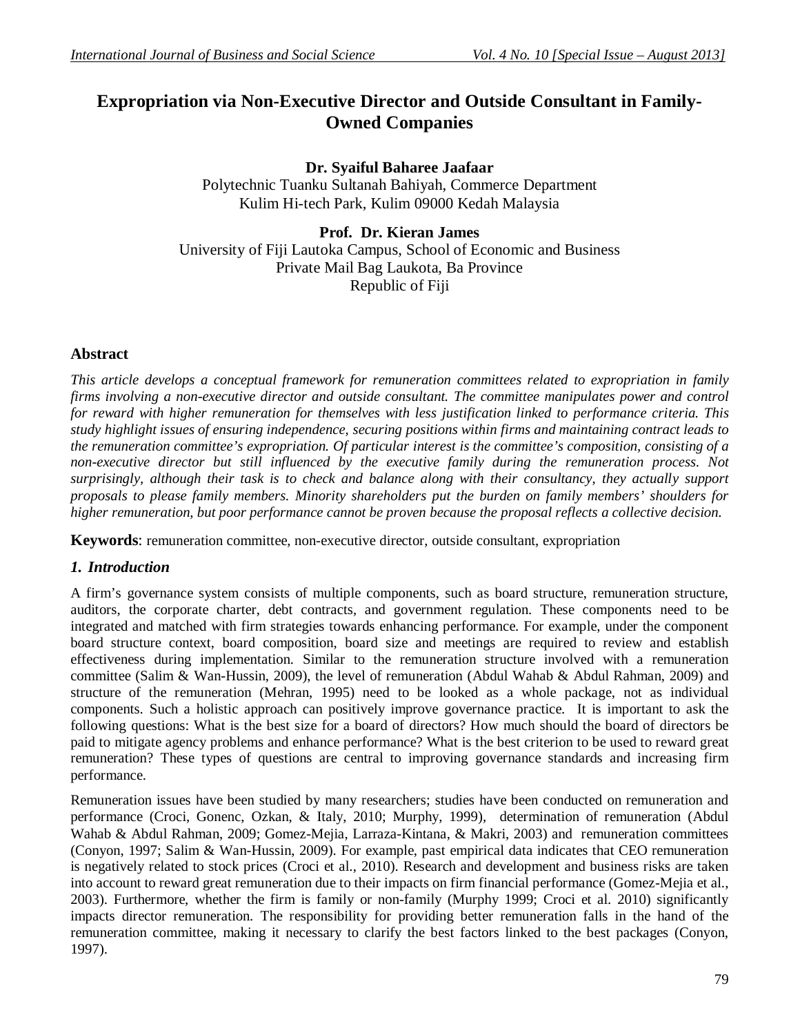# Expropriation via Non-Executive Director and Outside Consultant in Family-Owned Companies

**Dr. Syaiful Baharee Jaafaar**
Polytechnic Tuanku Sultanah Bahiyah, Commerce Department
Kulim Hi-tech Park, Kulim 09000 Kedah Malaysia

**Prof. Dr. Kieran James**
University of Fiji Lautoka Campus, School of Economic and Business
Private Mail Bag Laukota, Ba Province
Republic of Fiji

## Abstract

*This article develops a conceptual framework for remuneration committees related to expropriation in family firms involving a non-executive director and outside consultant. The committee manipulates power and control for reward with higher remuneration for themselves with less justification linked to performance criteria. This study highlight issues of ensuring independence, securing positions within firms and maintaining contract leads to the remuneration committee's expropriation. Of particular interest is the committee's composition, consisting of a non-executive director but still influenced by the executive family during the remuneration process. Not surprisingly, although their task is to check and balance along with their consultancy, they actually support proposals to please family members. Minority shareholders put the burden on family members' shoulders for higher remuneration, but poor performance cannot be proven because the proposal reflects a collective decision.*

**Keywords**: remuneration committee, non-executive director, outside consultant, expropriation

## *1. Introduction*

A firm's governance system consists of multiple components, such as board structure, remuneration structure, auditors, the corporate charter, debt contracts, and government regulation. These components need to be integrated and matched with firm strategies towards enhancing performance. For example, under the component board structure context, board composition, board size and meetings are required to review and establish effectiveness during implementation. Similar to the remuneration structure involved with a remuneration committee (Salim & Wan-Hussin, 2009), the level of remuneration (Abdul Wahab & Abdul Rahman, 2009) and structure of the remuneration (Mehran, 1995) need to be looked as a whole package, not as individual components. Such a holistic approach can positively improve governance practice. It is important to ask the following questions: What is the best size for a board of directors? How much should the board of directors be paid to mitigate agency problems and enhance performance? What is the best criterion to be used to reward great remuneration? These types of questions are central to improving governance standards and increasing firm performance.

Remuneration issues have been studied by many researchers; studies have been conducted on remuneration and performance (Croci, Gonenc, Ozkan, & Italy, 2010; Murphy, 1999), determination of remuneration (Abdul Wahab & Abdul Rahman, 2009; Gomez-Mejia, Larraza-Kintana, & Makri, 2003) and remuneration committees (Conyon, 1997; Salim & Wan-Hussin, 2009). For example, past empirical data indicates that CEO remuneration is negatively related to stock prices (Croci et al., 2010). Research and development and business risks are taken into account to reward great remuneration due to their impacts on firm financial performance (Gomez-Mejia et al., 2003). Furthermore, whether the firm is family or non-family (Murphy 1999; Croci et al. 2010) significantly impacts director remuneration. The responsibility for providing better remuneration falls in the hand of the remuneration committee, making it necessary to clarify the best factors linked to the best packages (Conyon, 1997).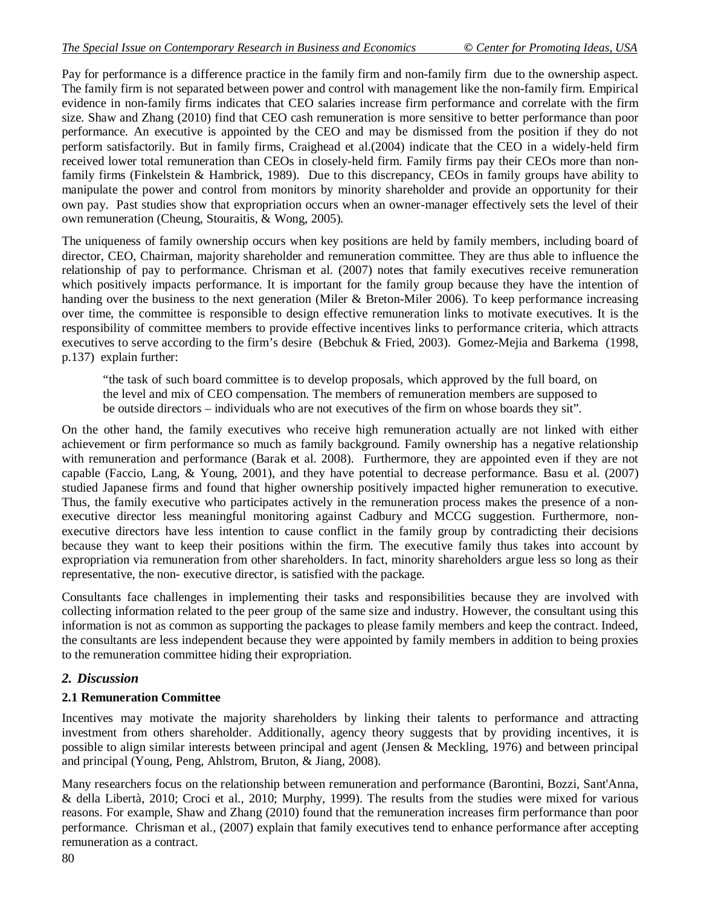Pay for performance is a difference practice in the family firm and non-family firm due to the ownership aspect. The family firm is not separated between power and control with management like the non-family firm. Empirical evidence in non-family firms indicates that CEO salaries increase firm performance and correlate with the firm size. Shaw and Zhang (2010) find that CEO cash remuneration is more sensitive to better performance than poor performance. An executive is appointed by the CEO and may be dismissed from the position if they do not perform satisfactorily. But in family firms, Craighead et al.(2004) indicate that the CEO in a widely-held firm received lower total remuneration than CEOs in closely-held firm. Family firms pay their CEOs more than non-family firms (Finkelstein & Hambrick, 1989). Due to this discrepancy, CEOs in family groups have ability to manipulate the power and control from monitors by minority shareholder and provide an opportunity for their own pay. Past studies show that expropriation occurs when an owner-manager effectively sets the level of their own remuneration (Cheung, Stouraitis, & Wong, 2005).

The uniqueness of family ownership occurs when key positions are held by family members, including board of director, CEO, Chairman, majority shareholder and remuneration committee. They are thus able to influence the relationship of pay to performance. Chrisman et al. (2007) notes that family executives receive remuneration which positively impacts performance. It is important for the family group because they have the intention of handing over the business to the next generation (Miler & Breton-Miler 2006). To keep performance increasing over time, the committee is responsible to design effective remuneration links to motivate executives. It is the responsibility of committee members to provide effective incentives links to performance criteria, which attracts executives to serve according to the firm's desire (Bebchuk & Fried, 2003). Gomez-Mejia and Barkema (1998, p.137) explain further:

> "the task of such board committee is to develop proposals, which approved by the full board, on the level and mix of CEO compensation. The members of remuneration members are supposed to be outside directors – individuals who are not executives of the firm on whose boards they sit".

On the other hand, the family executives who receive high remuneration actually are not linked with either achievement or firm performance so much as family background. Family ownership has a negative relationship with remuneration and performance (Barak et al. 2008). Furthermore, they are appointed even if they are not capable (Faccio, Lang, & Young, 2001), and they have potential to decrease performance. Basu et al. (2007) studied Japanese firms and found that higher ownership positively impacted higher remuneration to executive. Thus, the family executive who participates actively in the remuneration process makes the presence of a non-executive director less meaningful monitoring against Cadbury and MCCG suggestion. Furthermore, non-executive directors have less intention to cause conflict in the family group by contradicting their decisions because they want to keep their positions within the firm. The executive family thus takes into account by expropriation via remuneration from other shareholders. In fact, minority shareholders argue less so long as their representative, the non- executive director, is satisfied with the package.

Consultants face challenges in implementing their tasks and responsibilities because they are involved with collecting information related to the peer group of the same size and industry. However, the consultant using this information is not as common as supporting the packages to please family members and keep the contract. Indeed, the consultants are less independent because they were appointed by family members in addition to being proxies to the remuneration committee hiding their expropriation.

## *2. Discussion*

### 2.1 Remuneration Committee

Incentives may motivate the majority shareholders by linking their talents to performance and attracting investment from others shareholder. Additionally, agency theory suggests that by providing incentives, it is possible to align similar interests between principal and agent (Jensen & Meckling, 1976) and between principal and principal (Young, Peng, Ahlstrom, Bruton, & Jiang, 2008).

Many researchers focus on the relationship between remuneration and performance (Barontini, Bozzi, Sant'Anna, & della Libertà, 2010; Croci et al., 2010; Murphy, 1999). The results from the studies were mixed for various reasons. For example, Shaw and Zhang (2010) found that the remuneration increases firm performance than poor performance. Chrisman et al., (2007) explain that family executives tend to enhance performance after accepting remuneration as a contract.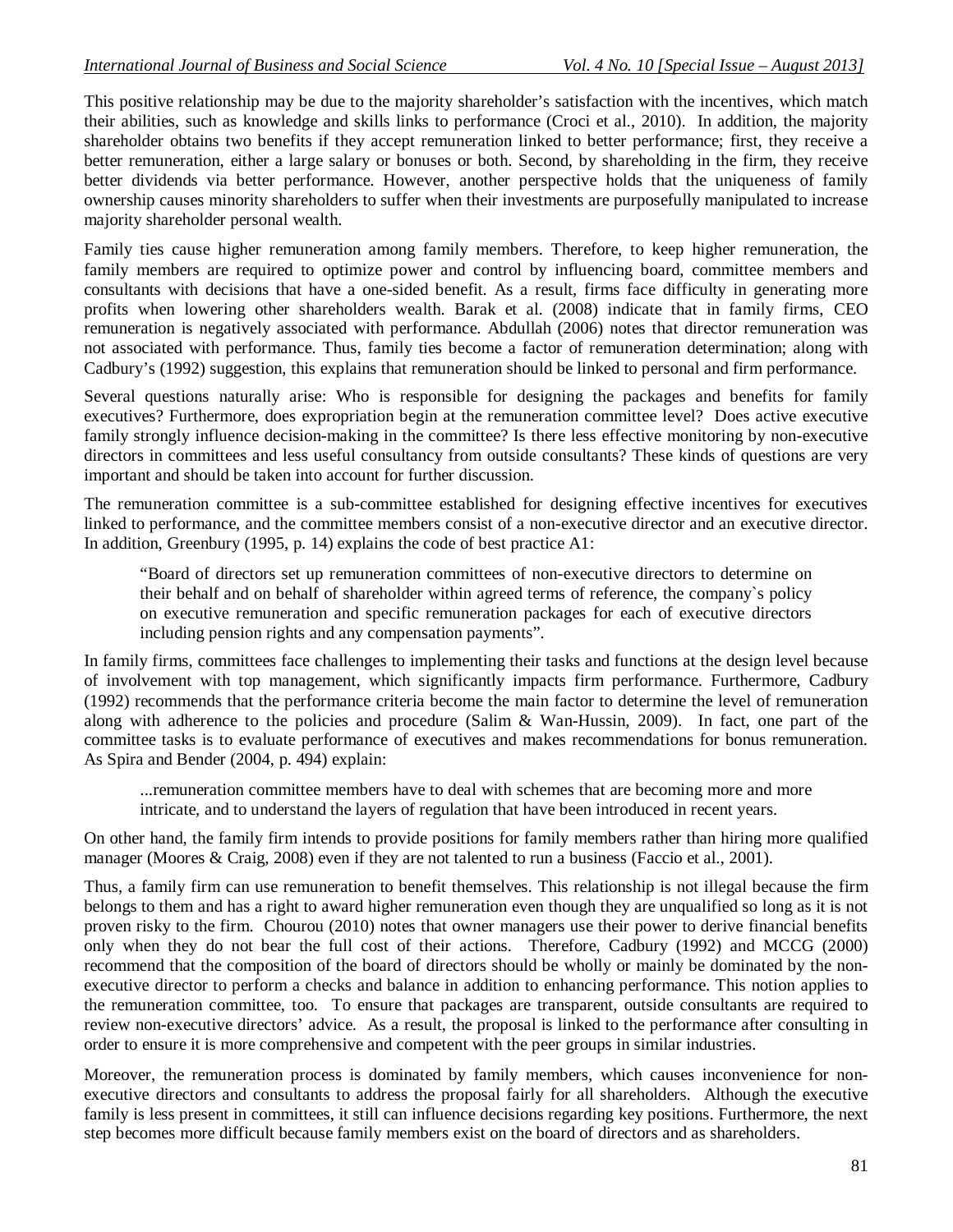This positive relationship may be due to the majority shareholder's satisfaction with the incentives, which match their abilities, such as knowledge and skills links to performance (Croci et al., 2010). In addition, the majority shareholder obtains two benefits if they accept remuneration linked to better performance; first, they receive a better remuneration, either a large salary or bonuses or both. Second, by shareholding in the firm, they receive better dividends via better performance. However, another perspective holds that the uniqueness of family ownership causes minority shareholders to suffer when their investments are purposefully manipulated to increase majority shareholder personal wealth.

Family ties cause higher remuneration among family members. Therefore, to keep higher remuneration, the family members are required to optimize power and control by influencing board, committee members and consultants with decisions that have a one-sided benefit. As a result, firms face difficulty in generating more profits when lowering other shareholders wealth. Barak et al. (2008) indicate that in family firms, CEO remuneration is negatively associated with performance. Abdullah (2006) notes that director remuneration was not associated with performance. Thus, family ties become a factor of remuneration determination; along with Cadbury's (1992) suggestion, this explains that remuneration should be linked to personal and firm performance.

Several questions naturally arise: Who is responsible for designing the packages and benefits for family executives? Furthermore, does expropriation begin at the remuneration committee level? Does active executive family strongly influence decision-making in the committee? Is there less effective monitoring by non-executive directors in committees and less useful consultancy from outside consultants? These kinds of questions are very important and should be taken into account for further discussion.

The remuneration committee is a sub-committee established for designing effective incentives for executives linked to performance, and the committee members consist of a non-executive director and an executive director. In addition, Greenbury (1995, p. 14) explains the code of best practice A1:

> "Board of directors set up remuneration committees of non-executive directors to determine on their behalf and on behalf of shareholder within agreed terms of reference, the company`s policy on executive remuneration and specific remuneration packages for each of executive directors including pension rights and any compensation payments".

In family firms, committees face challenges to implementing their tasks and functions at the design level because of involvement with top management, which significantly impacts firm performance. Furthermore, Cadbury (1992) recommends that the performance criteria become the main factor to determine the level of remuneration along with adherence to the policies and procedure (Salim & Wan-Hussin, 2009). In fact, one part of the committee tasks is to evaluate performance of executives and makes recommendations for bonus remuneration. As Spira and Bender (2004, p. 494) explain:

> ...remuneration committee members have to deal with schemes that are becoming more and more intricate, and to understand the layers of regulation that have been introduced in recent years.

On other hand, the family firm intends to provide positions for family members rather than hiring more qualified manager (Moores & Craig, 2008) even if they are not talented to run a business (Faccio et al., 2001).

Thus, a family firm can use remuneration to benefit themselves. This relationship is not illegal because the firm belongs to them and has a right to award higher remuneration even though they are unqualified so long as it is not proven risky to the firm. Chourou (2010) notes that owner managers use their power to derive financial benefits only when they do not bear the full cost of their actions. Therefore, Cadbury (1992) and MCCG (2000) recommend that the composition of the board of directors should be wholly or mainly be dominated by the non-executive director to perform a checks and balance in addition to enhancing performance. This notion applies to the remuneration committee, too. To ensure that packages are transparent, outside consultants are required to review non-executive directors' advice. As a result, the proposal is linked to the performance after consulting in order to ensure it is more comprehensive and competent with the peer groups in similar industries.

Moreover, the remuneration process is dominated by family members, which causes inconvenience for non-executive directors and consultants to address the proposal fairly for all shareholders. Although the executive family is less present in committees, it still can influence decisions regarding key positions. Furthermore, the next step becomes more difficult because family members exist on the board of directors and as shareholders.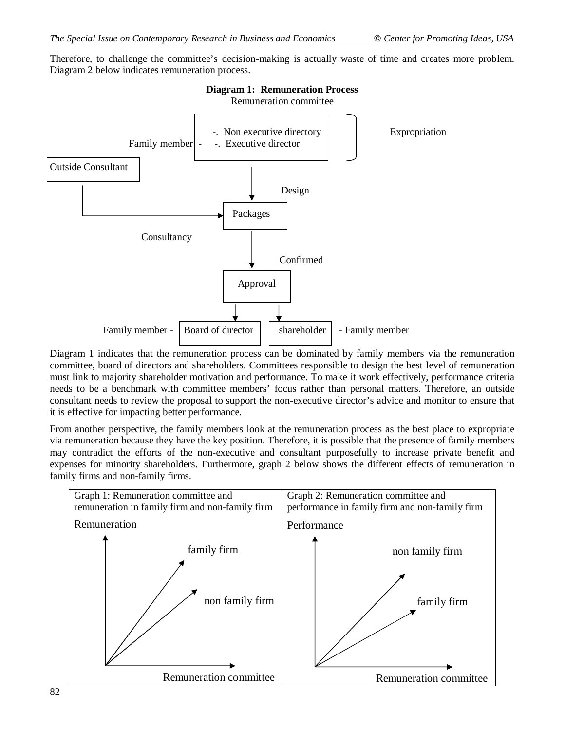Therefore, to challenge the committee's decision-making is actually waste of time and creates more problem. Diagram 2 below indicates remuneration process.

**Diagram 1: Remuneration Process**

Remuneration committee

Family member - -. Non executive directory -. Executive director — Expropriation

Outside Consultant — Consultancy → Packages

Design → Packages → Confirmed → Approval

Family member - Board of director | shareholder - Family member

Diagram 1 indicates that the remuneration process can be dominated by family members via the remuneration committee, board of directors and shareholders. Committees responsible to design the best level of remuneration must link to majority shareholder motivation and performance. To make it work effectively, performance criteria needs to be a benchmark with committee members' focus rather than personal matters. Therefore, an outside consultant needs to review the proposal to support the non-executive director's advice and monitor to ensure that it is effective for impacting better performance.

From another perspective, the family members look at the remuneration process as the best place to expropriate via remuneration because they have the key position. Therefore, it is possible that the presence of family members may contradict the efforts of the non-executive and consultant purposefully to increase private benefit and expenses for minority shareholders. Furthermore, graph 2 below shows the different effects of remuneration in family firms and non-family firms.

| Graph 1: Remuneration committee and remuneration in family firm and non-family firm | Graph 2: Remuneration committee and performance in family firm and non-family firm |
|---|---|
| Remuneration (y-axis); Remuneration committee (x-axis); family firm; non family firm | Performance (y-axis); Remuneration committee (x-axis); non family firm; family firm |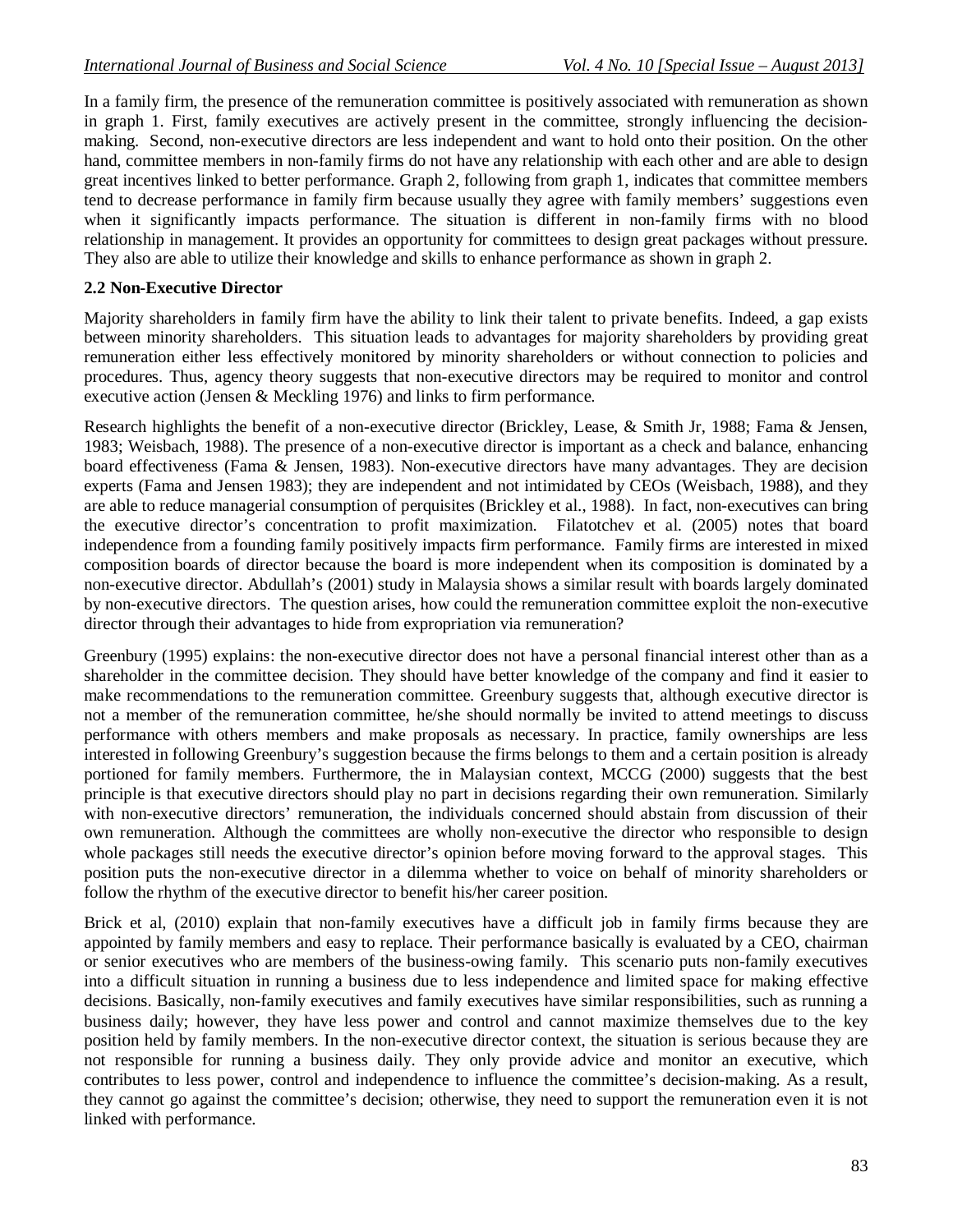In a family firm, the presence of the remuneration committee is positively associated with remuneration as shown in graph 1. First, family executives are actively present in the committee, strongly influencing the decision-making. Second, non-executive directors are less independent and want to hold onto their position. On the other hand, committee members in non-family firms do not have any relationship with each other and are able to design great incentives linked to better performance. Graph 2, following from graph 1, indicates that committee members tend to decrease performance in family firm because usually they agree with family members' suggestions even when it significantly impacts performance. The situation is different in non-family firms with no blood relationship in management. It provides an opportunity for committees to design great packages without pressure. They also are able to utilize their knowledge and skills to enhance performance as shown in graph 2.

### 2.2 Non-Executive Director

Majority shareholders in family firm have the ability to link their talent to private benefits. Indeed, a gap exists between minority shareholders. This situation leads to advantages for majority shareholders by providing great remuneration either less effectively monitored by minority shareholders or without connection to policies and procedures. Thus, agency theory suggests that non-executive directors may be required to monitor and control executive action (Jensen & Meckling 1976) and links to firm performance.

Research highlights the benefit of a non-executive director (Brickley, Lease, & Smith Jr, 1988; Fama & Jensen, 1983; Weisbach, 1988). The presence of a non-executive director is important as a check and balance, enhancing board effectiveness (Fama & Jensen, 1983). Non-executive directors have many advantages. They are decision experts (Fama and Jensen 1983); they are independent and not intimidated by CEOs (Weisbach, 1988), and they are able to reduce managerial consumption of perquisites (Brickley et al., 1988). In fact, non-executives can bring the executive director's concentration to profit maximization. Filatotchev et al. (2005) notes that board independence from a founding family positively impacts firm performance. Family firms are interested in mixed composition boards of director because the board is more independent when its composition is dominated by a non-executive director. Abdullah's (2001) study in Malaysia shows a similar result with boards largely dominated by non-executive directors. The question arises, how could the remuneration committee exploit the non-executive director through their advantages to hide from expropriation via remuneration?

Greenbury (1995) explains: the non-executive director does not have a personal financial interest other than as a shareholder in the committee decision. They should have better knowledge of the company and find it easier to make recommendations to the remuneration committee. Greenbury suggests that, although executive director is not a member of the remuneration committee, he/she should normally be invited to attend meetings to discuss performance with others members and make proposals as necessary. In practice, family ownerships are less interested in following Greenbury's suggestion because the firms belongs to them and a certain position is already portioned for family members. Furthermore, the in Malaysian context, MCCG (2000) suggests that the best principle is that executive directors should play no part in decisions regarding their own remuneration. Similarly with non-executive directors' remuneration, the individuals concerned should abstain from discussion of their own remuneration. Although the committees are wholly non-executive the director who responsible to design whole packages still needs the executive director's opinion before moving forward to the approval stages. This position puts the non-executive director in a dilemma whether to voice on behalf of minority shareholders or follow the rhythm of the executive director to benefit his/her career position.

Brick et al, (2010) explain that non-family executives have a difficult job in family firms because they are appointed by family members and easy to replace. Their performance basically is evaluated by a CEO, chairman or senior executives who are members of the business-owing family. This scenario puts non-family executives into a difficult situation in running a business due to less independence and limited space for making effective decisions. Basically, non-family executives and family executives have similar responsibilities, such as running a business daily; however, they have less power and control and cannot maximize themselves due to the key position held by family members. In the non-executive director context, the situation is serious because they are not responsible for running a business daily. They only provide advice and monitor an executive, which contributes to less power, control and independence to influence the committee's decision-making. As a result, they cannot go against the committee's decision; otherwise, they need to support the remuneration even it is not linked with performance.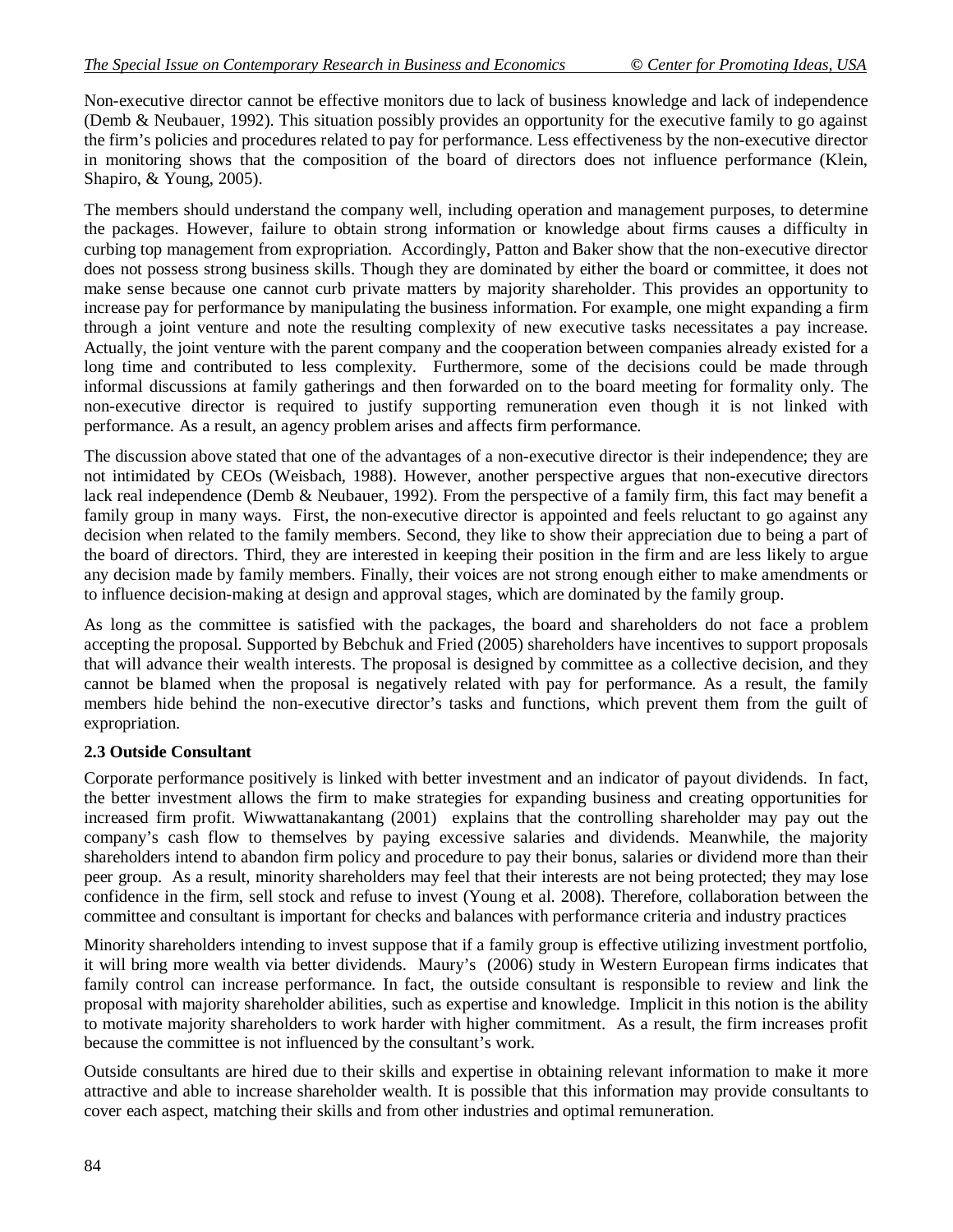Non-executive director cannot be effective monitors due to lack of business knowledge and lack of independence (Demb & Neubauer, 1992). This situation possibly provides an opportunity for the executive family to go against the firm's policies and procedures related to pay for performance. Less effectiveness by the non-executive director in monitoring shows that the composition of the board of directors does not influence performance (Klein, Shapiro, & Young, 2005).

The members should understand the company well, including operation and management purposes, to determine the packages. However, failure to obtain strong information or knowledge about firms causes a difficulty in curbing top management from expropriation. Accordingly, Patton and Baker show that the non-executive director does not possess strong business skills. Though they are dominated by either the board or committee, it does not make sense because one cannot curb private matters by majority shareholder. This provides an opportunity to increase pay for performance by manipulating the business information. For example, one might expanding a firm through a joint venture and note the resulting complexity of new executive tasks necessitates a pay increase. Actually, the joint venture with the parent company and the cooperation between companies already existed for a long time and contributed to less complexity. Furthermore, some of the decisions could be made through informal discussions at family gatherings and then forwarded on to the board meeting for formality only. The non-executive director is required to justify supporting remuneration even though it is not linked with performance. As a result, an agency problem arises and affects firm performance.

The discussion above stated that one of the advantages of a non-executive director is their independence; they are not intimidated by CEOs (Weisbach, 1988). However, another perspective argues that non-executive directors lack real independence (Demb & Neubauer, 1992). From the perspective of a family firm, this fact may benefit a family group in many ways. First, the non-executive director is appointed and feels reluctant to go against any decision when related to the family members. Second, they like to show their appreciation due to being a part of the board of directors. Third, they are interested in keeping their position in the firm and are less likely to argue any decision made by family members. Finally, their voices are not strong enough either to make amendments or to influence decision-making at design and approval stages, which are dominated by the family group.

As long as the committee is satisfied with the packages, the board and shareholders do not face a problem accepting the proposal. Supported by Bebchuk and Fried (2005) shareholders have incentives to support proposals that will advance their wealth interests. The proposal is designed by committee as a collective decision, and they cannot be blamed when the proposal is negatively related with pay for performance. As a result, the family members hide behind the non-executive director's tasks and functions, which prevent them from the guilt of expropriation.

**2.3 Outside Consultant**

Corporate performance positively is linked with better investment and an indicator of payout dividends. In fact, the better investment allows the firm to make strategies for expanding business and creating opportunities for increased firm profit. Wiwwattanakantang (2001) explains that the controlling shareholder may pay out the company's cash flow to themselves by paying excessive salaries and dividends. Meanwhile, the majority shareholders intend to abandon firm policy and procedure to pay their bonus, salaries or dividend more than their peer group. As a result, minority shareholders may feel that their interests are not being protected; they may lose confidence in the firm, sell stock and refuse to invest (Young et al. 2008). Therefore, collaboration between the committee and consultant is important for checks and balances with performance criteria and industry practices

Minority shareholders intending to invest suppose that if a family group is effective utilizing investment portfolio, it will bring more wealth via better dividends. Maury's (2006) study in Western European firms indicates that family control can increase performance. In fact, the outside consultant is responsible to review and link the proposal with majority shareholder abilities, such as expertise and knowledge. Implicit in this notion is the ability to motivate majority shareholders to work harder with higher commitment. As a result, the firm increases profit because the committee is not influenced by the consultant's work.

Outside consultants are hired due to their skills and expertise in obtaining relevant information to make it more attractive and able to increase shareholder wealth. It is possible that this information may provide consultants to cover each aspect, matching their skills and from other industries and optimal remuneration.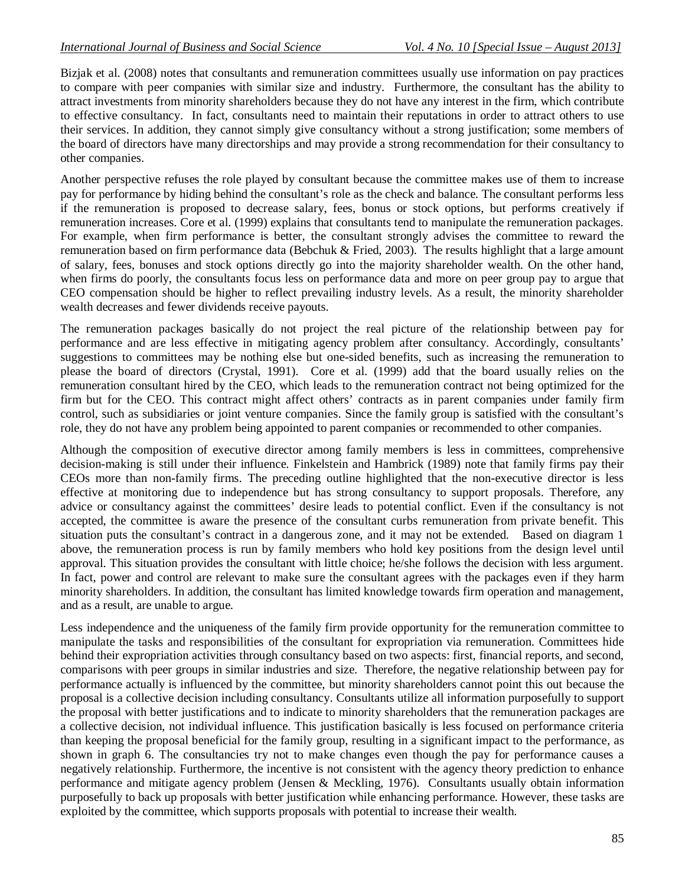Bizjak et al. (2008) notes that consultants and remuneration committees usually use information on pay practices to compare with peer companies with similar size and industry. Furthermore, the consultant has the ability to attract investments from minority shareholders because they do not have any interest in the firm, which contribute to effective consultancy. In fact, consultants need to maintain their reputations in order to attract others to use their services. In addition, they cannot simply give consultancy without a strong justification; some members of the board of directors have many directorships and may provide a strong recommendation for their consultancy to other companies.

Another perspective refuses the role played by consultant because the committee makes use of them to increase pay for performance by hiding behind the consultant's role as the check and balance. The consultant performs less if the remuneration is proposed to decrease salary, fees, bonus or stock options, but performs creatively if remuneration increases. Core et al. (1999) explains that consultants tend to manipulate the remuneration packages. For example, when firm performance is better, the consultant strongly advises the committee to reward the remuneration based on firm performance data (Bebchuk & Fried, 2003). The results highlight that a large amount of salary, fees, bonuses and stock options directly go into the majority shareholder wealth. On the other hand, when firms do poorly, the consultants focus less on performance data and more on peer group pay to argue that CEO compensation should be higher to reflect prevailing industry levels. As a result, the minority shareholder wealth decreases and fewer dividends receive payouts.

The remuneration packages basically do not project the real picture of the relationship between pay for performance and are less effective in mitigating agency problem after consultancy. Accordingly, consultants' suggestions to committees may be nothing else but one-sided benefits, such as increasing the remuneration to please the board of directors (Crystal, 1991). Core et al. (1999) add that the board usually relies on the remuneration consultant hired by the CEO, which leads to the remuneration contract not being optimized for the firm but for the CEO. This contract might affect others' contracts as in parent companies under family firm control, such as subsidiaries or joint venture companies. Since the family group is satisfied with the consultant's role, they do not have any problem being appointed to parent companies or recommended to other companies.

Although the composition of executive director among family members is less in committees, comprehensive decision-making is still under their influence. Finkelstein and Hambrick (1989) note that family firms pay their CEOs more than non-family firms. The preceding outline highlighted that the non-executive director is less effective at monitoring due to independence but has strong consultancy to support proposals. Therefore, any advice or consultancy against the committees' desire leads to potential conflict. Even if the consultancy is not accepted, the committee is aware the presence of the consultant curbs remuneration from private benefit. This situation puts the consultant's contract in a dangerous zone, and it may not be extended. Based on diagram 1 above, the remuneration process is run by family members who hold key positions from the design level until approval. This situation provides the consultant with little choice; he/she follows the decision with less argument. In fact, power and control are relevant to make sure the consultant agrees with the packages even if they harm minority shareholders. In addition, the consultant has limited knowledge towards firm operation and management, and as a result, are unable to argue.

Less independence and the uniqueness of the family firm provide opportunity for the remuneration committee to manipulate the tasks and responsibilities of the consultant for expropriation via remuneration. Committees hide behind their expropriation activities through consultancy based on two aspects: first, financial reports, and second, comparisons with peer groups in similar industries and size. Therefore, the negative relationship between pay for performance actually is influenced by the committee, but minority shareholders cannot point this out because the proposal is a collective decision including consultancy. Consultants utilize all information purposefully to support the proposal with better justifications and to indicate to minority shareholders that the remuneration packages are a collective decision, not individual influence. This justification basically is less focused on performance criteria than keeping the proposal beneficial for the family group, resulting in a significant impact to the performance, as shown in graph 6. The consultancies try not to make changes even though the pay for performance causes a negatively relationship. Furthermore, the incentive is not consistent with the agency theory prediction to enhance performance and mitigate agency problem (Jensen & Meckling, 1976). Consultants usually obtain information purposefully to back up proposals with better justification while enhancing performance. However, these tasks are exploited by the committee, which supports proposals with potential to increase their wealth.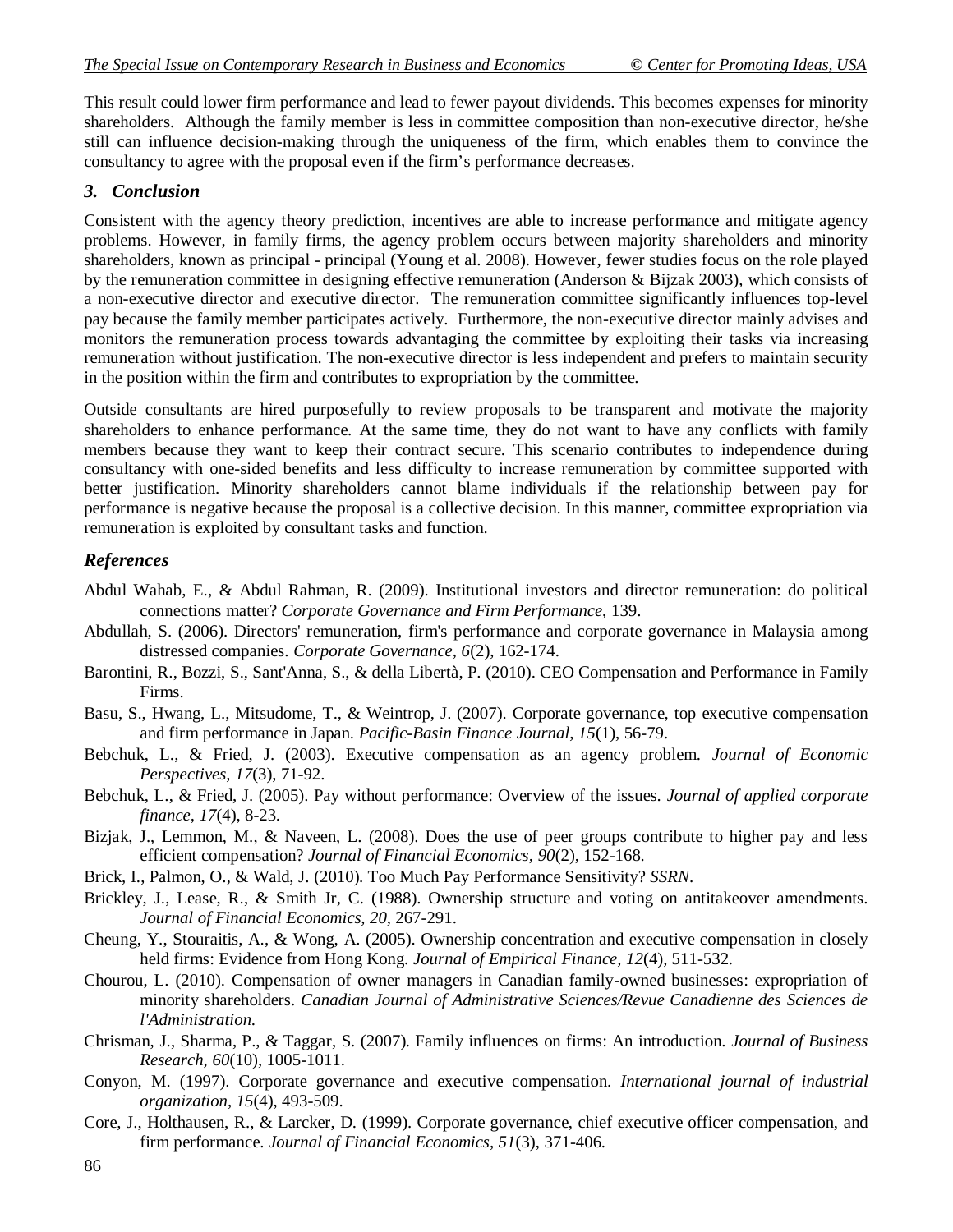This result could lower firm performance and lead to fewer payout dividends. This becomes expenses for minority shareholders. Although the family member is less in committee composition than non-executive director, he/she still can influence decision-making through the uniqueness of the firm, which enables them to convince the consultancy to agree with the proposal even if the firm's performance decreases.

## *3. Conclusion*

Consistent with the agency theory prediction, incentives are able to increase performance and mitigate agency problems. However, in family firms, the agency problem occurs between majority shareholders and minority shareholders, known as principal - principal (Young et al. 2008). However, fewer studies focus on the role played by the remuneration committee in designing effective remuneration (Anderson & Bijzak 2003), which consists of a non-executive director and executive director. The remuneration committee significantly influences top-level pay because the family member participates actively. Furthermore, the non-executive director mainly advises and monitors the remuneration process towards advantaging the committee by exploiting their tasks via increasing remuneration without justification. The non-executive director is less independent and prefers to maintain security in the position within the firm and contributes to expropriation by the committee.

Outside consultants are hired purposefully to review proposals to be transparent and motivate the majority shareholders to enhance performance. At the same time, they do not want to have any conflicts with family members because they want to keep their contract secure. This scenario contributes to independence during consultancy with one-sided benefits and less difficulty to increase remuneration by committee supported with better justification. Minority shareholders cannot blame individuals if the relationship between pay for performance is negative because the proposal is a collective decision. In this manner, committee expropriation via remuneration is exploited by consultant tasks and function.

## *References*

Abdul Wahab, E., & Abdul Rahman, R. (2009). Institutional investors and director remuneration: do political connections matter? *Corporate Governance and Firm Performance*, 139.

Abdullah, S. (2006). Directors' remuneration, firm's performance and corporate governance in Malaysia among distressed companies. *Corporate Governance, 6*(2), 162-174.

Barontini, R., Bozzi, S., Sant'Anna, S., & della Libertà, P. (2010). CEO Compensation and Performance in Family Firms.

Basu, S., Hwang, L., Mitsudome, T., & Weintrop, J. (2007). Corporate governance, top executive compensation and firm performance in Japan. *Pacific-Basin Finance Journal, 15*(1), 56-79.

Bebchuk, L., & Fried, J. (2003). Executive compensation as an agency problem. *Journal of Economic Perspectives, 17*(3), 71-92.

Bebchuk, L., & Fried, J. (2005). Pay without performance: Overview of the issues. *Journal of applied corporate finance, 17*(4), 8-23.

Bizjak, J., Lemmon, M., & Naveen, L. (2008). Does the use of peer groups contribute to higher pay and less efficient compensation? *Journal of Financial Economics, 90*(2), 152-168.

Brick, I., Palmon, O., & Wald, J. (2010). Too Much Pay Performance Sensitivity? *SSRN*.

Brickley, J., Lease, R., & Smith Jr, C. (1988). Ownership structure and voting on antitakeover amendments. *Journal of Financial Economics, 20*, 267-291.

Cheung, Y., Stouraitis, A., & Wong, A. (2005). Ownership concentration and executive compensation in closely held firms: Evidence from Hong Kong. *Journal of Empirical Finance, 12*(4), 511-532.

Chourou, L. (2010). Compensation of owner managers in Canadian family-owned businesses: expropriation of minority shareholders. *Canadian Journal of Administrative Sciences/Revue Canadienne des Sciences de l'Administration.*

Chrisman, J., Sharma, P., & Taggar, S. (2007). Family influences on firms: An introduction. *Journal of Business Research, 60*(10), 1005-1011.

Conyon, M. (1997). Corporate governance and executive compensation. *International journal of industrial organization, 15*(4), 493-509.

Core, J., Holthausen, R., & Larcker, D. (1999). Corporate governance, chief executive officer compensation, and firm performance. *Journal of Financial Economics, 51*(3), 371-406.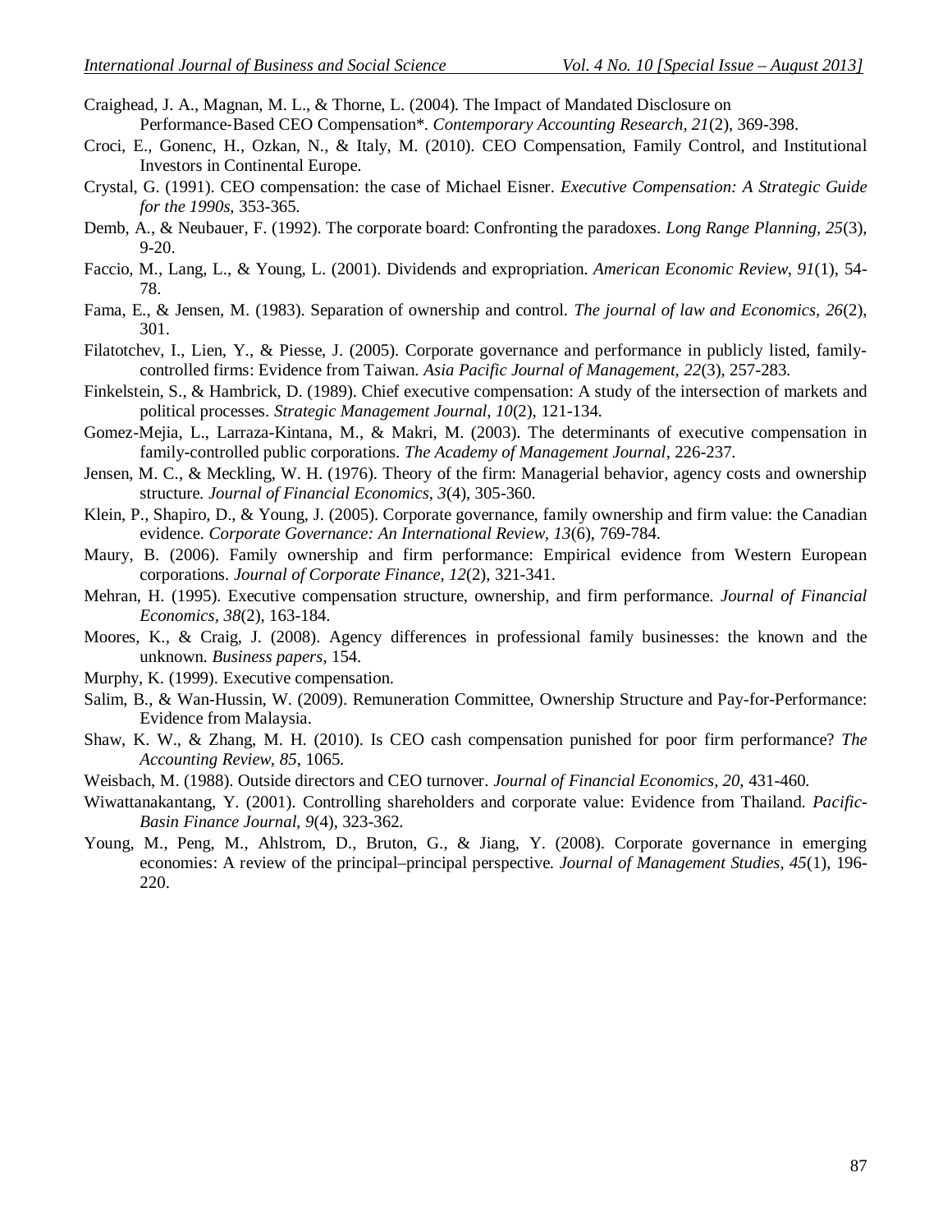Craighead, J. A., Magnan, M. L., & Thorne, L. (2004). The Impact of Mandated Disclosure on Performance‐Based CEO Compensation*. *Contemporary Accounting Research, 21*(2), 369-398.

Croci, E., Gonenc, H., Ozkan, N., & Italy, M. (2010). CEO Compensation, Family Control, and Institutional Investors in Continental Europe.

Crystal, G. (1991). CEO compensation: the case of Michael Eisner. *Executive Compensation: A Strategic Guide for the 1990s*, 353-365.

Demb, A., & Neubauer, F. (1992). The corporate board: Confronting the paradoxes. *Long Range Planning, 25*(3), 9-20.

Faccio, M., Lang, L., & Young, L. (2001). Dividends and expropriation. *American Economic Review, 91*(1), 54-78.

Fama, E., & Jensen, M. (1983). Separation of ownership and control. *The journal of law and Economics, 26*(2), 301.

Filatotchev, I., Lien, Y., & Piesse, J. (2005). Corporate governance and performance in publicly listed, family-controlled firms: Evidence from Taiwan. *Asia Pacific Journal of Management, 22*(3), 257-283.

Finkelstein, S., & Hambrick, D. (1989). Chief executive compensation: A study of the intersection of markets and political processes. *Strategic Management Journal, 10*(2), 121-134.

Gomez-Mejia, L., Larraza-Kintana, M., & Makri, M. (2003). The determinants of executive compensation in family-controlled public corporations. *The Academy of Management Journal*, 226-237.

Jensen, M. C., & Meckling, W. H. (1976). Theory of the firm: Managerial behavior, agency costs and ownership structure. *Journal of Financial Economics, 3*(4), 305-360.

Klein, P., Shapiro, D., & Young, J. (2005). Corporate governance, family ownership and firm value: the Canadian evidence. *Corporate Governance: An International Review, 13*(6), 769-784.

Maury, B. (2006). Family ownership and firm performance: Empirical evidence from Western European corporations. *Journal of Corporate Finance, 12*(2), 321-341.

Mehran, H. (1995). Executive compensation structure, ownership, and firm performance. *Journal of Financial Economics, 38*(2), 163-184.

Moores, K., & Craig, J. (2008). Agency differences in professional family businesses: the known and the unknown. *Business papers*, 154.

Murphy, K. (1999). Executive compensation.

Salim, B., & Wan-Hussin, W. (2009). Remuneration Committee, Ownership Structure and Pay-for-Performance: Evidence from Malaysia.

Shaw, K. W., & Zhang, M. H. (2010). Is CEO cash compensation punished for poor firm performance? *The Accounting Review, 85*, 1065.

Weisbach, M. (1988). Outside directors and CEO turnover. *Journal of Financial Economics, 20*, 431-460.

Wiwattanakantang, Y. (2001). Controlling shareholders and corporate value: Evidence from Thailand. *Pacific-Basin Finance Journal, 9*(4), 323-362.

Young, M., Peng, M., Ahlstrom, D., Bruton, G., & Jiang, Y. (2008). Corporate governance in emerging economies: A review of the principal–principal perspective. *Journal of Management Studies, 45*(1), 196-220.